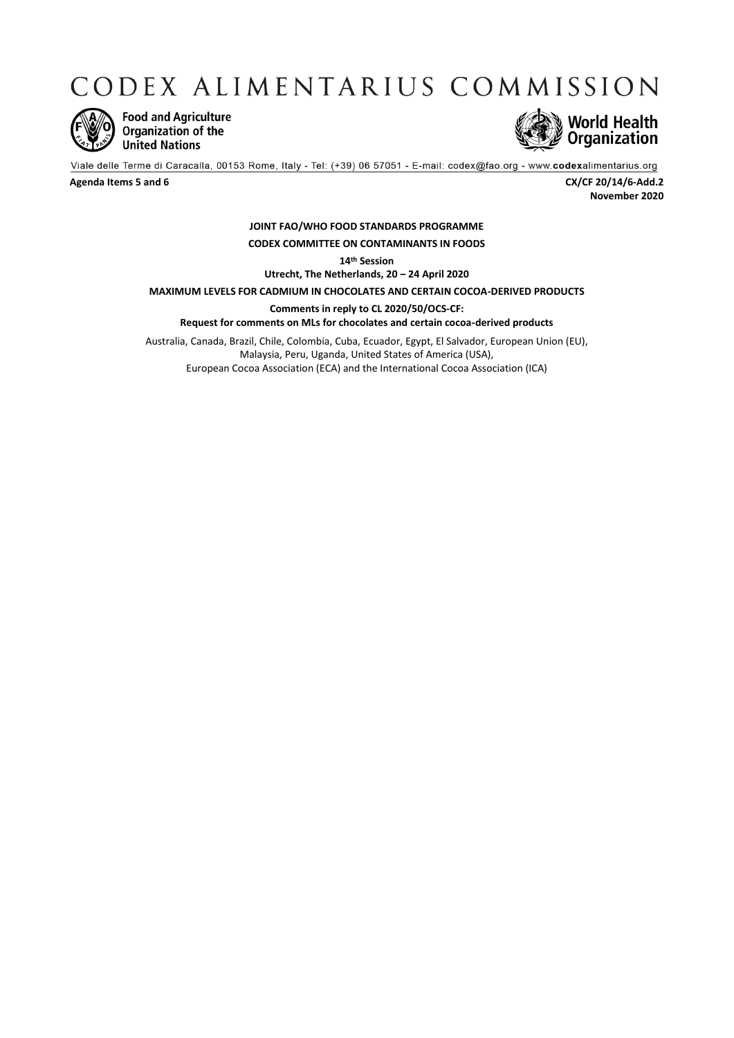# CODEX ALIMENTARIUS COMMISSION

Food and Agriculture Organization of the United Nations

World Health Organization

Viale delle Terme di Caracalla, 00153 Rome, Italy - Tel: (+39) 06 57051 - E-mail: codex@fao.org - www.codexalimentarius.org

**Agenda Items 5 and 6** **CX/CF 20/14/6-Add.2**
**November 2020**

**JOINT FAO/WHO FOOD STANDARDS PROGRAMME**

**CODEX COMMITTEE ON CONTAMINANTS IN FOODS**

**14th Session**

**Utrecht, The Netherlands, 20 – 24 April 2020**

**MAXIMUM LEVELS FOR CADMIUM IN CHOCOLATES AND CERTAIN COCOA-DERIVED PRODUCTS**

**Comments in reply to CL 2020/50/OCS-CF:**

**Request for comments on MLs for chocolates and certain cocoa-derived products**

Australia, Canada, Brazil, Chile, Colombia, Cuba, Ecuador, Egypt, El Salvador, European Union (EU), Malaysia, Peru, Uganda, United States of America (USA), European Cocoa Association (ECA) and the International Cocoa Association (ICA)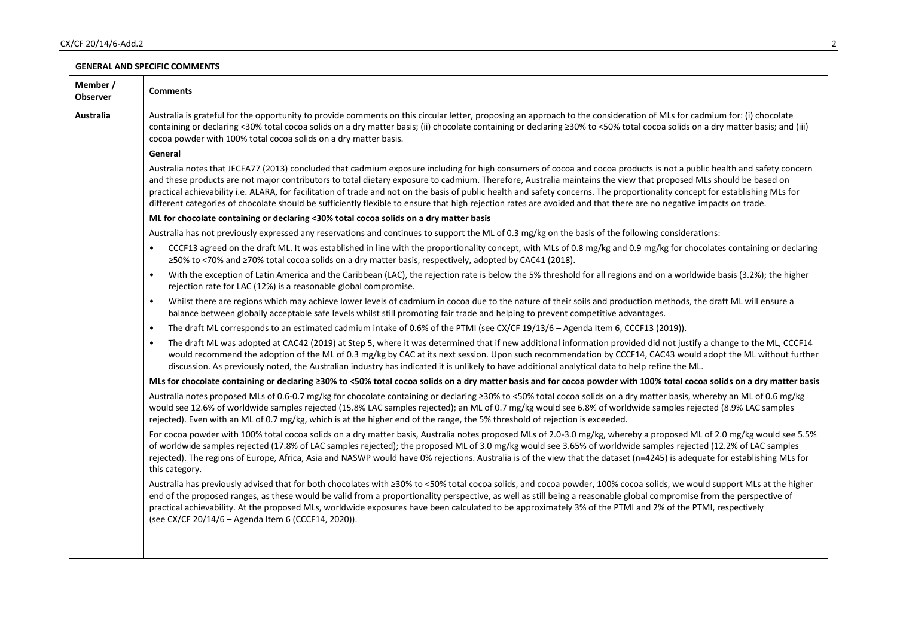**GENERAL AND SPECIFIC COMMENTS**

| Member / Observer | Comments |
|---|---|
| **Australia** | Australia is grateful for the opportunity to provide comments on this circular letter, proposing an approach to the consideration of MLs for cadmium for: (i) chocolate containing or declaring <30% total cocoa solids on a dry matter basis; (ii) chocolate containing or declaring ≥30% to <50% total cocoa solids on a dry matter basis; and (iii) cocoa powder with 100% total cocoa solids on a dry matter basis.<br><br>**General**<br><br>Australia notes that JECFA77 (2013) concluded that cadmium exposure including for high consumers of cocoa and cocoa products is not a public health and safety concern and these products are not major contributors to total dietary exposure to cadmium. Therefore, Australia maintains the view that proposed MLs should be based on practical achievability i.e. ALARA, for facilitation of trade and not on the basis of public health and safety concerns. The proportionality concept for establishing MLs for different categories of chocolate should be sufficiently flexible to ensure that high rejection rates are avoided and that there are no negative impacts on trade.<br><br>**ML for chocolate containing or declaring <30% total cocoa solids on a dry matter basis**<br><br>Australia has not previously expressed any reservations and continues to support the ML of 0.3 mg/kg on the basis of the following considerations:<br><br>• CCCF13 agreed on the draft ML. It was established in line with the proportionality concept, with MLs of 0.8 mg/kg and 0.9 mg/kg for chocolates containing or declaring ≥50% to <70% and ≥70% total cocoa solids on a dry matter basis, respectively, adopted by CAC41 (2018).<br>• With the exception of Latin America and the Caribbean (LAC), the rejection rate is below the 5% threshold for all regions and on a worldwide basis (3.2%); the higher rejection rate for LAC (12%) is a reasonable global compromise.<br>• Whilst there are regions which may achieve lower levels of cadmium in cocoa due to the nature of their soils and production methods, the draft ML will ensure a balance between globally acceptable safe levels whilst still promoting fair trade and helping to prevent competitive advantages.<br>• The draft ML corresponds to an estimated cadmium intake of 0.6% of the PTMI (see CX/CF 19/13/6 – Agenda Item 6, CCCF13 (2019)).<br>• The draft ML was adopted at CAC42 (2019) at Step 5, where it was determined that if new additional information provided did not justify a change to the ML, CCCF14 would recommend the adoption of the ML of 0.3 mg/kg by CAC at its next session. Upon such recommendation by CCCF14, CAC43 would adopt the ML without further discussion. As previously noted, the Australian industry has indicated it is unlikely to have additional analytical data to help refine the ML.<br><br>**MLs for chocolate containing or declaring ≥30% to <50% total cocoa solids on a dry matter basis and for cocoa powder with 100% total cocoa solids on a dry matter basis**<br><br>Australia notes proposed MLs of 0.6-0.7 mg/kg for chocolate containing or declaring ≥30% to <50% total cocoa solids on a dry matter basis, whereby an ML of 0.6 mg/kg would see 12.6% of worldwide samples rejected (15.8% LAC samples rejected); an ML of 0.7 mg/kg would see 6.8% of worldwide samples rejected (8.9% LAC samples rejected). Even with an ML of 0.7 mg/kg, which is at the higher end of the range, the 5% threshold of rejection is exceeded.<br><br>For cocoa powder with 100% total cocoa solids on a dry matter basis, Australia notes proposed MLs of 2.0-3.0 mg/kg, whereby a proposed ML of 2.0 mg/kg would see 5.5% of worldwide samples rejected (17.8% of LAC samples rejected); the proposed ML of 3.0 mg/kg would see 3.65% of worldwide samples rejected (12.2% of LAC samples rejected). The regions of Europe, Africa, Asia and NASWP would have 0% rejections. Australia is of the view that the dataset (n=4245) is adequate for establishing MLs for this category.<br><br>Australia has previously advised that for both chocolates with ≥30% to <50% total cocoa solids, and cocoa powder, 100% cocoa solids, we would support MLs at the higher end of the proposed ranges, as these would be valid from a proportionality perspective, as well as still being a reasonable global compromise from the perspective of practical achievability. At the proposed MLs, worldwide exposures have been calculated to be approximately 3% of the PTMI and 2% of the PTMI, respectively (see CX/CF 20/14/6 – Agenda Item 6 (CCCF14, 2020)). |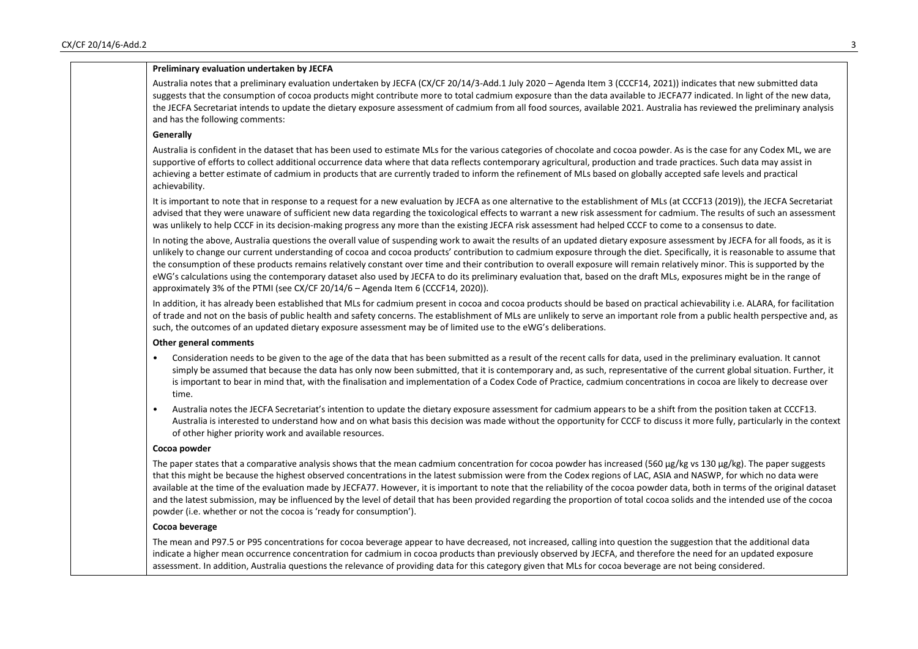**Preliminary evaluation undertaken by JECFA**

Australia notes that a preliminary evaluation undertaken by JECFA (CX/CF 20/14/3-Add.1 July 2020 – Agenda Item 3 (CCCF14, 2021)) indicates that new submitted data suggests that the consumption of cocoa products might contribute more to total cadmium exposure than the data available to JECFA77 indicated. In light of the new data, the JECFA Secretariat intends to update the dietary exposure assessment of cadmium from all food sources, available 2021. Australia has reviewed the preliminary analysis and has the following comments:

**Generally**

Australia is confident in the dataset that has been used to estimate MLs for the various categories of chocolate and cocoa powder. As is the case for any Codex ML, we are supportive of efforts to collect additional occurrence data where that data reflects contemporary agricultural, production and trade practices. Such data may assist in achieving a better estimate of cadmium in products that are currently traded to inform the refinement of MLs based on globally accepted safe levels and practical achievability.

It is important to note that in response to a request for a new evaluation by JECFA as one alternative to the establishment of MLs (at CCCF13 (2019)), the JECFA Secretariat advised that they were unaware of sufficient new data regarding the toxicological effects to warrant a new risk assessment for cadmium. The results of such an assessment was unlikely to help CCCF in its decision-making progress any more than the existing JECFA risk assessment had helped CCCF to come to a consensus to date.

In noting the above, Australia questions the overall value of suspending work to await the results of an updated dietary exposure assessment by JECFA for all foods, as it is unlikely to change our current understanding of cocoa and cocoa products' contribution to cadmium exposure through the diet. Specifically, it is reasonable to assume that the consumption of these products remains relatively constant over time and their contribution to overall exposure will remain relatively minor. This is supported by the eWG's calculations using the contemporary dataset also used by JECFA to do its preliminary evaluation that, based on the draft MLs, exposures might be in the range of approximately 3% of the PTMI (see CX/CF 20/14/6 – Agenda Item 6 (CCCF14, 2020)).

In addition, it has already been established that MLs for cadmium present in cocoa and cocoa products should be based on practical achievability i.e. ALARA, for facilitation of trade and not on the basis of public health and safety concerns. The establishment of MLs are unlikely to serve an important role from a public health perspective and, as such, the outcomes of an updated dietary exposure assessment may be of limited use to the eWG's deliberations.

**Other general comments**

- Consideration needs to be given to the age of the data that has been submitted as a result of the recent calls for data, used in the preliminary evaluation. It cannot simply be assumed that because the data has only now been submitted, that it is contemporary and, as such, representative of the current global situation. Further, it is important to bear in mind that, with the finalisation and implementation of a Codex Code of Practice, cadmium concentrations in cocoa are likely to decrease over time.
- Australia notes the JECFA Secretariat's intention to update the dietary exposure assessment for cadmium appears to be a shift from the position taken at CCCF13. Australia is interested to understand how and on what basis this decision was made without the opportunity for CCCF to discuss it more fully, particularly in the context of other higher priority work and available resources.

**Cocoa powder**

The paper states that a comparative analysis shows that the mean cadmium concentration for cocoa powder has increased (560 µg/kg vs 130 µg/kg). The paper suggests that this might be because the highest observed concentrations in the latest submission were from the Codex regions of LAC, ASIA and NASWP, for which no data were available at the time of the evaluation made by JECFA77. However, it is important to note that the reliability of the cocoa powder data, both in terms of the original dataset and the latest submission, may be influenced by the level of detail that has been provided regarding the proportion of total cocoa solids and the intended use of the cocoa powder (i.e. whether or not the cocoa is 'ready for consumption').

**Cocoa beverage**

The mean and P97.5 or P95 concentrations for cocoa beverage appear to have decreased, not increased, calling into question the suggestion that the additional data indicate a higher mean occurrence concentration for cadmium in cocoa products than previously observed by JECFA, and therefore the need for an updated exposure assessment. In addition, Australia questions the relevance of providing data for this category given that MLs for cocoa beverage are not being considered.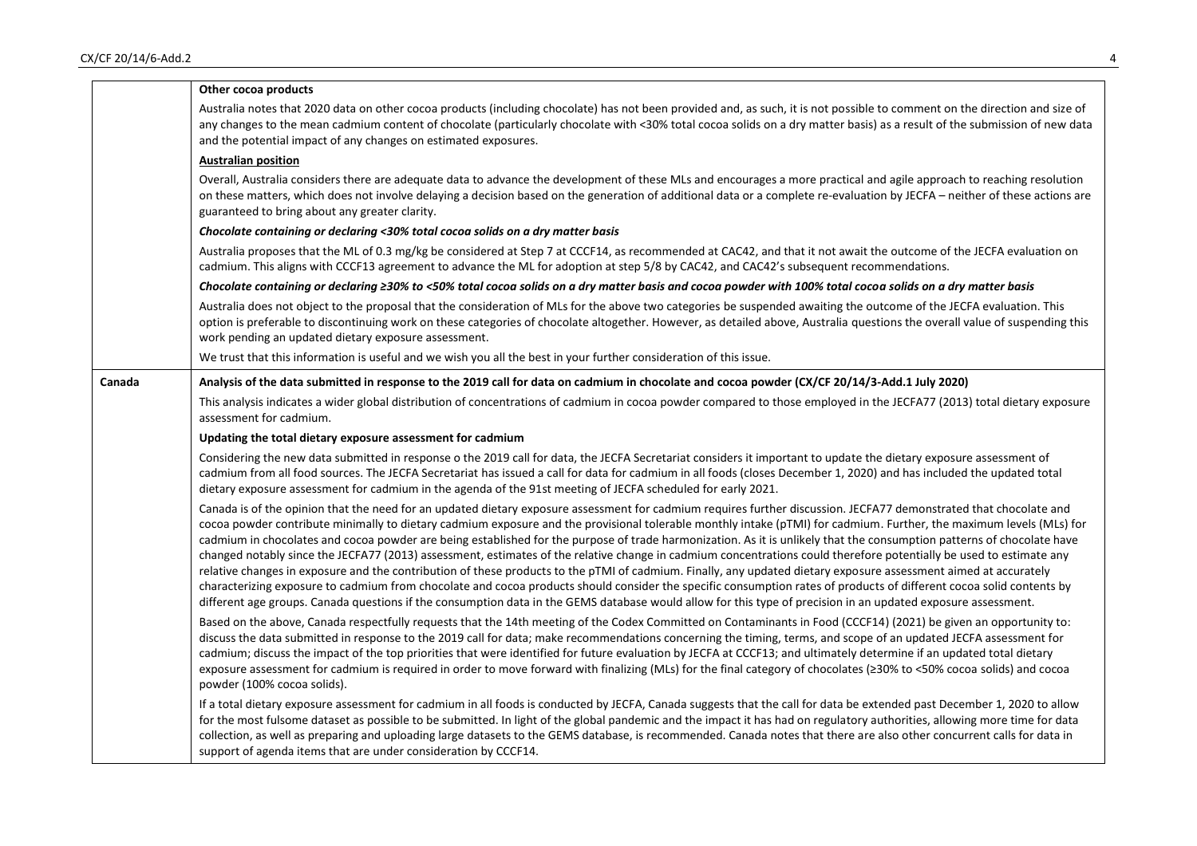| | |
|---|---|
| | **Other cocoa products**<br><br>Australia notes that 2020 data on other cocoa products (including chocolate) has not been provided and, as such, it is not possible to comment on the direction and size of any changes to the mean cadmium content of chocolate (particularly chocolate with <30% total cocoa solids on a dry matter basis) as a result of the submission of new data and the potential impact of any changes on estimated exposures.<br><br>**Australian position**<br><br>Overall, Australia considers there are adequate data to advance the development of these MLs and encourages a more practical and agile approach to reaching resolution on these matters, which does not involve delaying a decision based on the generation of additional data or a complete re-evaluation by JECFA – neither of these actions are guaranteed to bring about any greater clarity.<br><br>***Chocolate containing or declaring <30% total cocoa solids on a dry matter basis***<br><br>Australia proposes that the ML of 0.3 mg/kg be considered at Step 7 at CCCF14, as recommended at CAC42, and that it not await the outcome of the JECFA evaluation on cadmium. This aligns with CCCF13 agreement to advance the ML for adoption at step 5/8 by CAC42, and CAC42's subsequent recommendations.<br><br>***Chocolate containing or declaring ≥30% to <50% total cocoa solids on a dry matter basis and cocoa powder with 100% total cocoa solids on a dry matter basis***<br><br>Australia does not object to the proposal that the consideration of MLs for the above two categories be suspended awaiting the outcome of the JECFA evaluation. This option is preferable to discontinuing work on these categories of chocolate altogether. However, as detailed above, Australia questions the overall value of suspending this work pending an updated dietary exposure assessment.<br><br>We trust that this information is useful and we wish you all the best in your further consideration of this issue. |
| **Canada** | **Analysis of the data submitted in response to the 2019 call for data on cadmium in chocolate and cocoa powder (CX/CF 20/14/3-Add.1 July 2020)**<br><br>This analysis indicates a wider global distribution of concentrations of cadmium in cocoa powder compared to those employed in the JECFA77 (2013) total dietary exposure assessment for cadmium.<br><br>**Updating the total dietary exposure assessment for cadmium**<br><br>Considering the new data submitted in response o the 2019 call for data, the JECFA Secretariat considers it important to update the dietary exposure assessment of cadmium from all food sources. The JECFA Secretariat has issued a call for data for cadmium in all foods (closes December 1, 2020) and has included the updated total dietary exposure assessment for cadmium in the agenda of the 91st meeting of JECFA scheduled for early 2021.<br><br>Canada is of the opinion that the need for an updated dietary exposure assessment for cadmium requires further discussion. JECFA77 demonstrated that chocolate and cocoa powder contribute minimally to dietary cadmium exposure and the provisional tolerable monthly intake (pTMI) for cadmium. Further, the maximum levels (MLs) for cadmium in chocolates and cocoa powder are being established for the purpose of trade harmonization. As it is unlikely that the consumption patterns of chocolate have changed notably since the JECFA77 (2013) assessment, estimates of the relative change in cadmium concentrations could therefore potentially be used to estimate any relative changes in exposure and the contribution of these products to the pTMI of cadmium. Finally, any updated dietary exposure assessment aimed at accurately characterizing exposure to cadmium from chocolate and cocoa products should consider the specific consumption rates of products of different cocoa solid contents by different age groups. Canada questions if the consumption data in the GEMS database would allow for this type of precision in an updated exposure assessment.<br><br>Based on the above, Canada respectfully requests that the 14th meeting of the Codex Committed on Contaminants in Food (CCCF14) (2021) be given an opportunity to: discuss the data submitted in response to the 2019 call for data; make recommendations concerning the timing, terms, and scope of an updated JECFA assessment for cadmium; discuss the impact of the top priorities that were identified for future evaluation by JECFA at CCCF13; and ultimately determine if an updated total dietary exposure assessment for cadmium is required in order to move forward with finalizing (MLs) for the final category of chocolates (≥30% to <50% cocoa solids) and cocoa powder (100% cocoa solids).<br><br>If a total dietary exposure assessment for cadmium in all foods is conducted by JECFA, Canada suggests that the call for data be extended past December 1, 2020 to allow for the most fulsome dataset as possible to be submitted. In light of the global pandemic and the impact it has had on regulatory authorities, allowing more time for data collection, as well as preparing and uploading large datasets to the GEMS database, is recommended. Canada notes that there are also other concurrent calls for data in support of agenda items that are under consideration by CCCF14. |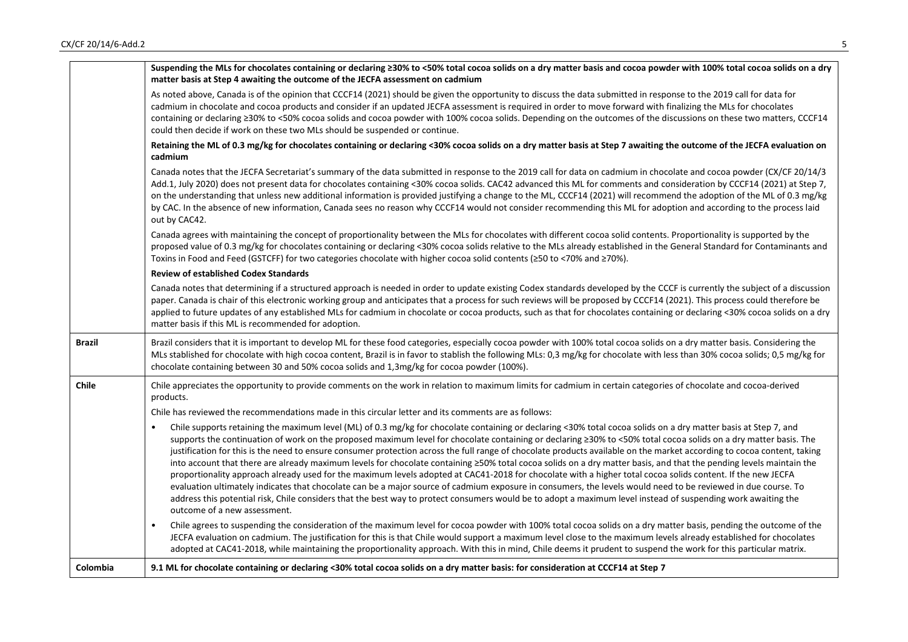| | |
|---|---|
| | **Suspending the MLs for chocolates containing or declaring ≥30% to <50% total cocoa solids on a dry matter basis and cocoa powder with 100% total cocoa solids on a dry matter basis at Step 4 awaiting the outcome of the JECFA assessment on cadmium**<br><br>As noted above, Canada is of the opinion that CCCF14 (2021) should be given the opportunity to discuss the data submitted in response to the 2019 call for data for cadmium in chocolate and cocoa products and consider if an updated JECFA assessment is required in order to move forward with finalizing the MLs for chocolates containing or declaring ≥30% to <50% cocoa solids and cocoa powder with 100% cocoa solids. Depending on the outcomes of the discussions on these two matters, CCCF14 could then decide if work on these two MLs should be suspended or continue.<br><br>**Retaining the ML of 0.3 mg/kg for chocolates containing or declaring <30% cocoa solids on a dry matter basis at Step 7 awaiting the outcome of the JECFA evaluation on cadmium**<br><br>Canada notes that the JECFA Secretariat's summary of the data submitted in response to the 2019 call for data on cadmium in chocolate and cocoa powder (CX/CF 20/14/3 Add.1, July 2020) does not present data for chocolates containing <30% cocoa solids. CAC42 advanced this ML for comments and consideration by CCCF14 (2021) at Step 7, on the understanding that unless new additional information is provided justifying a change to the ML, CCCF14 (2021) will recommend the adoption of the ML of 0.3 mg/kg by CAC. In the absence of new information, Canada sees no reason why CCCF14 would not consider recommending this ML for adoption and according to the process laid out by CAC42.<br><br>Canada agrees with maintaining the concept of proportionality between the MLs for chocolates with different cocoa solid contents. Proportionality is supported by the proposed value of 0.3 mg/kg for chocolates containing or declaring <30% cocoa solids relative to the MLs already established in the General Standard for Contaminants and Toxins in Food and Feed (GSTCFF) for two categories chocolate with higher cocoa solid contents (≥50 to <70% and ≥70%).<br><br>**Review of established Codex Standards**<br><br>Canada notes that determining if a structured approach is needed in order to update existing Codex standards developed by the CCCF is currently the subject of a discussion paper. Canada is chair of this electronic working group and anticipates that a process for such reviews will be proposed by CCCF14 (2021). This process could therefore be applied to future updates of any established MLs for cadmium in chocolate or cocoa products, such as that for chocolates containing or declaring <30% cocoa solids on a dry matter basis if this ML is recommended for adoption. |
| **Brazil** | Brazil considers that it is important to develop ML for these food categories, especially cocoa powder with 100% total cocoa solids on a dry matter basis. Considering the MLs stablished for chocolate with high cocoa content, Brazil is in favor to stablish the following MLs: 0,3 mg/kg for chocolate with less than 30% cocoa solids; 0,5 mg/kg for chocolate containing between 30 and 50% cocoa solids and 1,3mg/kg for cocoa powder (100%). |
| **Chile** | Chile appreciates the opportunity to provide comments on the work in relation to maximum limits for cadmium in certain categories of chocolate and cocoa-derived products.<br><br>Chile has reviewed the recommendations made in this circular letter and its comments are as follows:<br><br>• Chile supports retaining the maximum level (ML) of 0.3 mg/kg for chocolate containing or declaring <30% total cocoa solids on a dry matter basis at Step 7, and supports the continuation of work on the proposed maximum level for chocolate containing or declaring ≥30% to <50% total cocoa solids on a dry matter basis. The justification for this is the need to ensure consumer protection across the full range of chocolate products available on the market according to cocoa content, taking into account that there are already maximum levels for chocolate containing ≥50% total cocoa solids on a dry matter basis, and that the pending levels maintain the proportionality approach already used for the maximum levels adopted at CAC41-2018 for chocolate with a higher total cocoa solids content. If the new JECFA evaluation ultimately indicates that chocolate can be a major source of cadmium exposure in consumers, the levels would need to be reviewed in due course. To address this potential risk, Chile considers that the best way to protect consumers would be to adopt a maximum level instead of suspending work awaiting the outcome of a new assessment.<br><br>• Chile agrees to suspending the consideration of the maximum level for cocoa powder with 100% total cocoa solids on a dry matter basis, pending the outcome of the JECFA evaluation on cadmium. The justification for this is that Chile would support a maximum level close to the maximum levels already established for chocolates adopted at CAC41-2018, while maintaining the proportionality approach. With this in mind, Chile deems it prudent to suspend the work for this particular matrix. |
| **Colombia** | **9.1 ML for chocolate containing or declaring <30% total cocoa solids on a dry matter basis: for consideration at CCCF14 at Step 7** |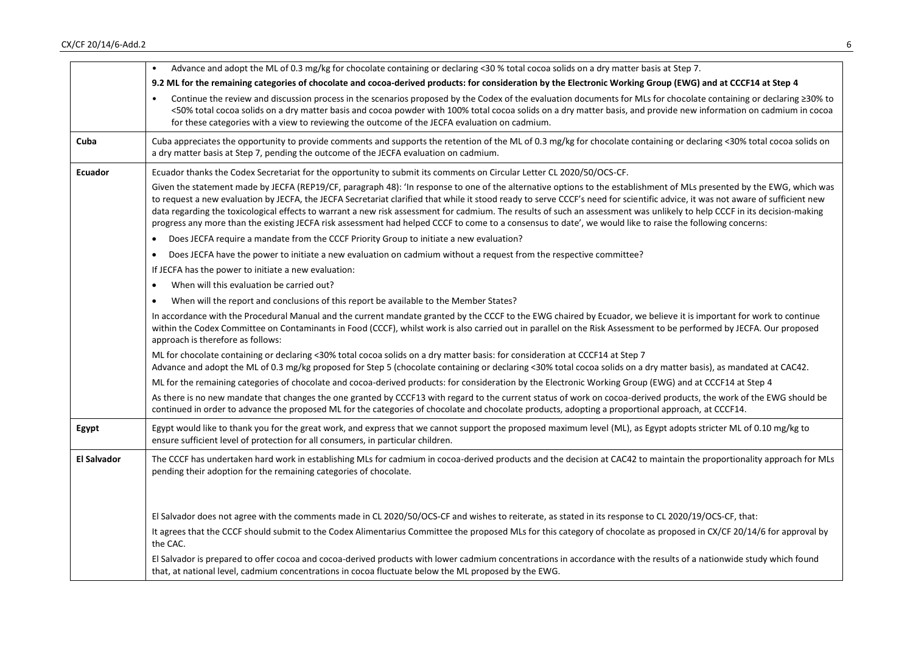| | |
|---|---|
| | • Advance and adopt the ML of 0.3 mg/kg for chocolate containing or declaring <30 % total cocoa solids on a dry matter basis at Step 7.<br>**9.2 ML for the remaining categories of chocolate and cocoa-derived products: for consideration by the Electronic Working Group (EWG) and at CCCF14 at Step 4**<br>• Continue the review and discussion process in the scenarios proposed by the Codex of the evaluation documents for MLs for chocolate containing or declaring ≥30% to <50% total cocoa solids on a dry matter basis and cocoa powder with 100% total cocoa solids on a dry matter basis, and provide new information on cadmium in cocoa for these categories with a view to reviewing the outcome of the JECFA evaluation on cadmium. |
| **Cuba** | Cuba appreciates the opportunity to provide comments and supports the retention of the ML of 0.3 mg/kg for chocolate containing or declaring <30% total cocoa solids on a dry matter basis at Step 7, pending the outcome of the JECFA evaluation on cadmium. |
| **Ecuador** | Ecuador thanks the Codex Secretariat for the opportunity to submit its comments on Circular Letter CL 2020/50/OCS-CF.<br>Given the statement made by JECFA (REP19/CF, paragraph 48): 'In response to one of the alternative options to the establishment of MLs presented by the EWG, which was to request a new evaluation by JECFA, the JECFA Secretariat clarified that while it stood ready to serve CCCF's need for scientific advice, it was not aware of sufficient new data regarding the toxicological effects to warrant a new risk assessment for cadmium. The results of such an assessment was unlikely to help CCCF in its decision-making progress any more than the existing JECFA risk assessment had helped CCCF to come to a consensus to date', we would like to raise the following concerns:<br>• Does JECFA require a mandate from the CCCF Priority Group to initiate a new evaluation?<br>• Does JECFA have the power to initiate a new evaluation on cadmium without a request from the respective committee?<br>If JECFA has the power to initiate a new evaluation:<br>• When will this evaluation be carried out?<br>• When will the report and conclusions of this report be available to the Member States?<br>In accordance with the Procedural Manual and the current mandate granted by the CCCF to the EWG chaired by Ecuador, we believe it is important for work to continue within the Codex Committee on Contaminants in Food (CCCF), whilst work is also carried out in parallel on the Risk Assessment to be performed by JECFA. Our proposed approach is therefore as follows:<br>ML for chocolate containing or declaring <30% total cocoa solids on a dry matter basis: for consideration at CCCF14 at Step 7<br>Advance and adopt the ML of 0.3 mg/kg proposed for Step 5 (chocolate containing or declaring <30% total cocoa solids on a dry matter basis), as mandated at CAC42.<br>ML for the remaining categories of chocolate and cocoa-derived products: for consideration by the Electronic Working Group (EWG) and at CCCF14 at Step 4<br>As there is no new mandate that changes the one granted by CCCF13 with regard to the current status of work on cocoa-derived products, the work of the EWG should be continued in order to advance the proposed ML for the categories of chocolate and chocolate products, adopting a proportional approach, at CCCF14. |
| **Egypt** | Egypt would like to thank you for the great work, and express that we cannot support the proposed maximum level (ML), as Egypt adopts stricter ML of 0.10 mg/kg to ensure sufficient level of protection for all consumers, in particular children. |
| **El Salvador** | The CCCF has undertaken hard work in establishing MLs for cadmium in cocoa-derived products and the decision at CAC42 to maintain the proportionality approach for MLs pending their adoption for the remaining categories of chocolate.<br>El Salvador does not agree with the comments made in CL 2020/50/OCS-CF and wishes to reiterate, as stated in its response to CL 2020/19/OCS-CF, that:<br>It agrees that the CCCF should submit to the Codex Alimentarius Committee the proposed MLs for this category of chocolate as proposed in CX/CF 20/14/6 for approval by the CAC.<br>El Salvador is prepared to offer cocoa and cocoa-derived products with lower cadmium concentrations in accordance with the results of a nationwide study which found that, at national level, cadmium concentrations in cocoa fluctuate below the ML proposed by the EWG. |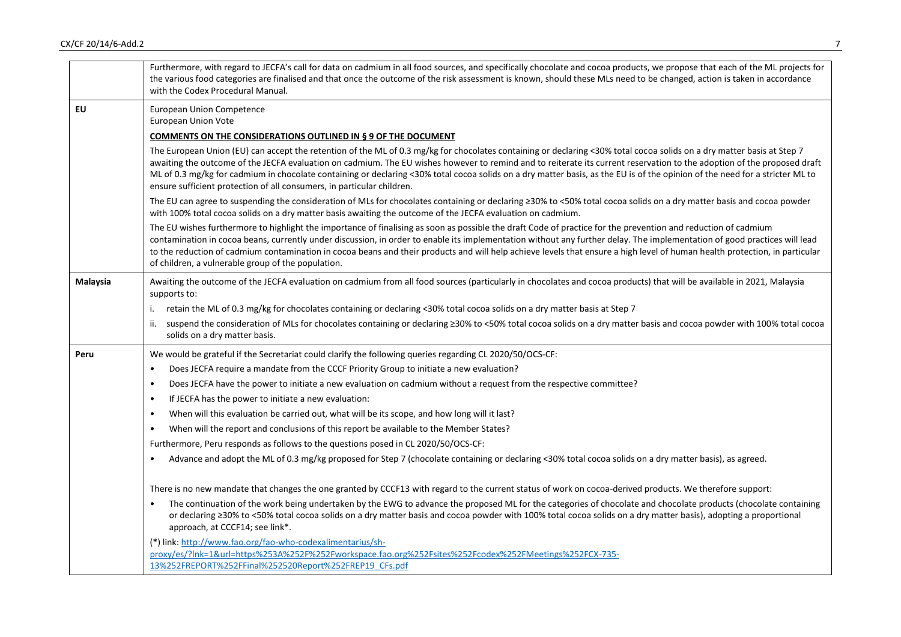| | |
|---|---|
| | Furthermore, with regard to JECFA's call for data on cadmium in all food sources, and specifically chocolate and cocoa products, we propose that each of the ML projects for the various food categories are finalised and that once the outcome of the risk assessment is known, should these MLs need to be changed, action is taken in accordance with the Codex Procedural Manual. |
| **EU** | European Union Competence<br>European Union Vote<br><br>**COMMENTS ON THE CONSIDERATIONS OUTLINED IN § 9 OF THE DOCUMENT**<br><br>The European Union (EU) can accept the retention of the ML of 0.3 mg/kg for chocolates containing or declaring <30% total cocoa solids on a dry matter basis at Step 7 awaiting the outcome of the JECFA evaluation on cadmium. The EU wishes however to remind and to reiterate its current reservation to the adoption of the proposed draft ML of 0.3 mg/kg for cadmium in chocolate containing or declaring <30% total cocoa solids on a dry matter basis, as the EU is of the opinion of the need for a stricter ML to ensure sufficient protection of all consumers, in particular children.<br><br>The EU can agree to suspending the consideration of MLs for chocolates containing or declaring ≥30% to <50% total cocoa solids on a dry matter basis and cocoa powder with 100% total cocoa solids on a dry matter basis awaiting the outcome of the JECFA evaluation on cadmium.<br><br>The EU wishes furthermore to highlight the importance of finalising as soon as possible the draft Code of practice for the prevention and reduction of cadmium contamination in cocoa beans, currently under discussion, in order to enable its implementation without any further delay. The implementation of good practices will lead to the reduction of cadmium contamination in cocoa beans and their products and will help achieve levels that ensure a high level of human health protection, in particular of children, a vulnerable group of the population. |
| **Malaysia** | Awaiting the outcome of the JECFA evaluation on cadmium from all food sources (particularly in chocolates and cocoa products) that will be available in 2021, Malaysia supports to:<br><br>i. retain the ML of 0.3 mg/kg for chocolates containing or declaring <30% total cocoa solids on a dry matter basis at Step 7<br><br>ii. suspend the consideration of MLs for chocolates containing or declaring ≥30% to <50% total cocoa solids on a dry matter basis and cocoa powder with 100% total cocoa solids on a dry matter basis. |
| **Peru** | We would be grateful if the Secretariat could clarify the following queries regarding CL 2020/50/OCS-CF:<br><br>• Does JECFA require a mandate from the CCCF Priority Group to initiate a new evaluation?<br>• Does JECFA have the power to initiate a new evaluation on cadmium without a request from the respective committee?<br>• If JECFA has the power to initiate a new evaluation:<br>• When will this evaluation be carried out, what will be its scope, and how long will it last?<br>• When will the report and conclusions of this report be available to the Member States?<br><br>Furthermore, Peru responds as follows to the questions posed in CL 2020/50/OCS-CF:<br><br>• Advance and adopt the ML of 0.3 mg/kg proposed for Step 7 (chocolate containing or declaring <30% total cocoa solids on a dry matter basis), as agreed.<br><br>There is no new mandate that changes the one granted by CCCF13 with regard to the current status of work on cocoa-derived products. We therefore support:<br><br>• The continuation of the work being undertaken by the EWG to advance the proposed ML for the categories of chocolate and chocolate products (chocolate containing or declaring ≥30% to <50% total cocoa solids on a dry matter basis and cocoa powder with 100% total cocoa solids on a dry matter basis), adopting a proportional approach, at CCCF14; see link*.<br><br>(*) link: http://www.fao.org/fao-who-codexalimentarius/sh-proxy/es/?lnk=1&url=https%253A%252F%252Fworkspace.fao.org%252Fsites%252Fcodex%252FMeetings%252FCX-735-13%252FREPORT%252FFinal%252520Report%252FREP19_CFs.pdf |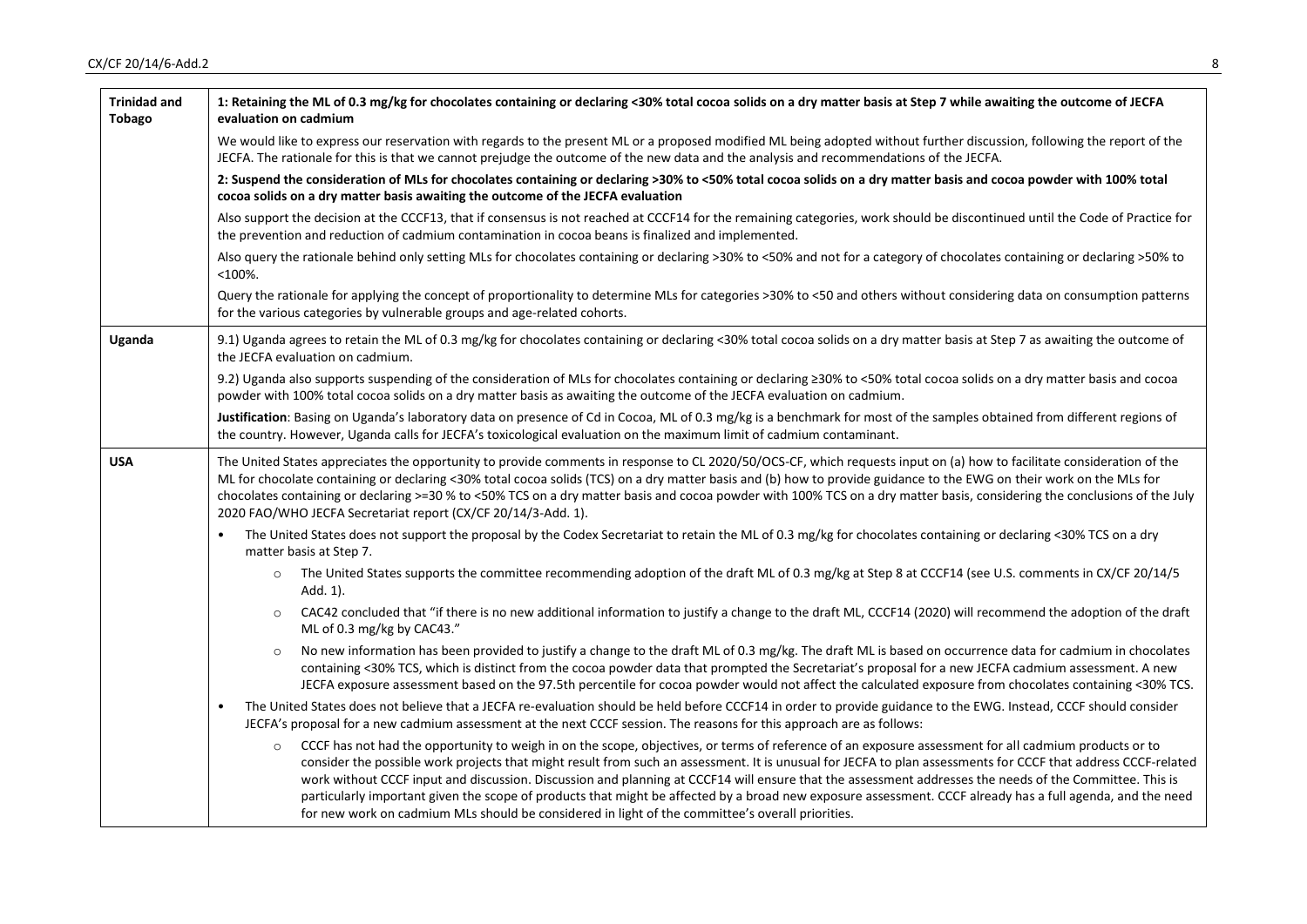| | |
|---|---|
| **Trinidad and Tobago** | **1: Retaining the ML of 0.3 mg/kg for chocolates containing or declaring <30% total cocoa solids on a dry matter basis at Step 7 while awaiting the outcome of JECFA evaluation on cadmium**<br><br>We would like to express our reservation with regards to the present ML or a proposed modified ML being adopted without further discussion, following the report of the JECFA. The rationale for this is that we cannot prejudge the outcome of the new data and the analysis and recommendations of the JECFA.<br><br>**2: Suspend the consideration of MLs for chocolates containing or declaring >30% to <50% total cocoa solids on a dry matter basis and cocoa powder with 100% total cocoa solids on a dry matter basis awaiting the outcome of the JECFA evaluation**<br><br>Also support the decision at the CCCF13, that if consensus is not reached at CCCF14 for the remaining categories, work should be discontinued until the Code of Practice for the prevention and reduction of cadmium contamination in cocoa beans is finalized and implemented.<br><br>Also query the rationale behind only setting MLs for chocolates containing or declaring >30% to <50% and not for a category of chocolates containing or declaring >50% to <100%.<br><br>Query the rationale for applying the concept of proportionality to determine MLs for categories >30% to <50 and others without considering data on consumption patterns for the various categories by vulnerable groups and age-related cohorts. |
| **Uganda** | 9.1) Uganda agrees to retain the ML of 0.3 mg/kg for chocolates containing or declaring <30% total cocoa solids on a dry matter basis at Step 7 as awaiting the outcome of the JECFA evaluation on cadmium.<br><br>9.2) Uganda also supports suspending of the consideration of MLs for chocolates containing or declaring ≥30% to <50% total cocoa solids on a dry matter basis and cocoa powder with 100% total cocoa solids on a dry matter basis as awaiting the outcome of the JECFA evaluation on cadmium.<br><br>**Justification**: Basing on Uganda's laboratory data on presence of Cd in Cocoa, ML of 0.3 mg/kg is a benchmark for most of the samples obtained from different regions of the country. However, Uganda calls for JECFA's toxicological evaluation on the maximum limit of cadmium contaminant. |
| **USA** | The United States appreciates the opportunity to provide comments in response to CL 2020/50/OCS-CF, which requests input on (a) how to facilitate consideration of the ML for chocolate containing or declaring <30% total cocoa solids (TCS) on a dry matter basis and (b) how to provide guidance to the EWG on their work on the MLs for chocolates containing or declaring >=30 % to <50% TCS on a dry matter basis and cocoa powder with 100% TCS on a dry matter basis, considering the conclusions of the July 2020 FAO/WHO JECFA Secretariat report (CX/CF 20/14/3-Add. 1).<br><br>• The United States does not support the proposal by the Codex Secretariat to retain the ML of 0.3 mg/kg for chocolates containing or declaring <30% TCS on a dry matter basis at Step 7.<br>  ○ The United States supports the committee recommending adoption of the draft ML of 0.3 mg/kg at Step 8 at CCCF14 (see U.S. comments in CX/CF 20/14/5 Add. 1).<br>  ○ CAC42 concluded that "if there is no new additional information to justify a change to the draft ML, CCCF14 (2020) will recommend the adoption of the draft ML of 0.3 mg/kg by CAC43."<br>  ○ No new information has been provided to justify a change to the draft ML of 0.3 mg/kg. The draft ML is based on occurrence data for cadmium in chocolates containing <30% TCS, which is distinct from the cocoa powder data that prompted the Secretariat's proposal for a new JECFA cadmium assessment. A new JECFA exposure assessment based on the 97.5th percentile for cocoa powder would not affect the calculated exposure from chocolates containing <30% TCS.<br><br>• The United States does not believe that a JECFA re-evaluation should be held before CCCF14 in order to provide guidance to the EWG. Instead, CCCF should consider JECFA's proposal for a new cadmium assessment at the next CCCF session. The reasons for this approach are as follows:<br>  ○ CCCF has not had the opportunity to weigh in on the scope, objectives, or terms of reference of an exposure assessment for all cadmium products or to consider the possible work projects that might result from such an assessment. It is unusual for JECFA to plan assessments for CCCF that address CCCF-related work without CCCF input and discussion. Discussion and planning at CCCF14 will ensure that the assessment addresses the needs of the Committee. This is particularly important given the scope of products that might be affected by a broad new exposure assessment. CCCF already has a full agenda, and the need for new work on cadmium MLs should be considered in light of the committee's overall priorities. |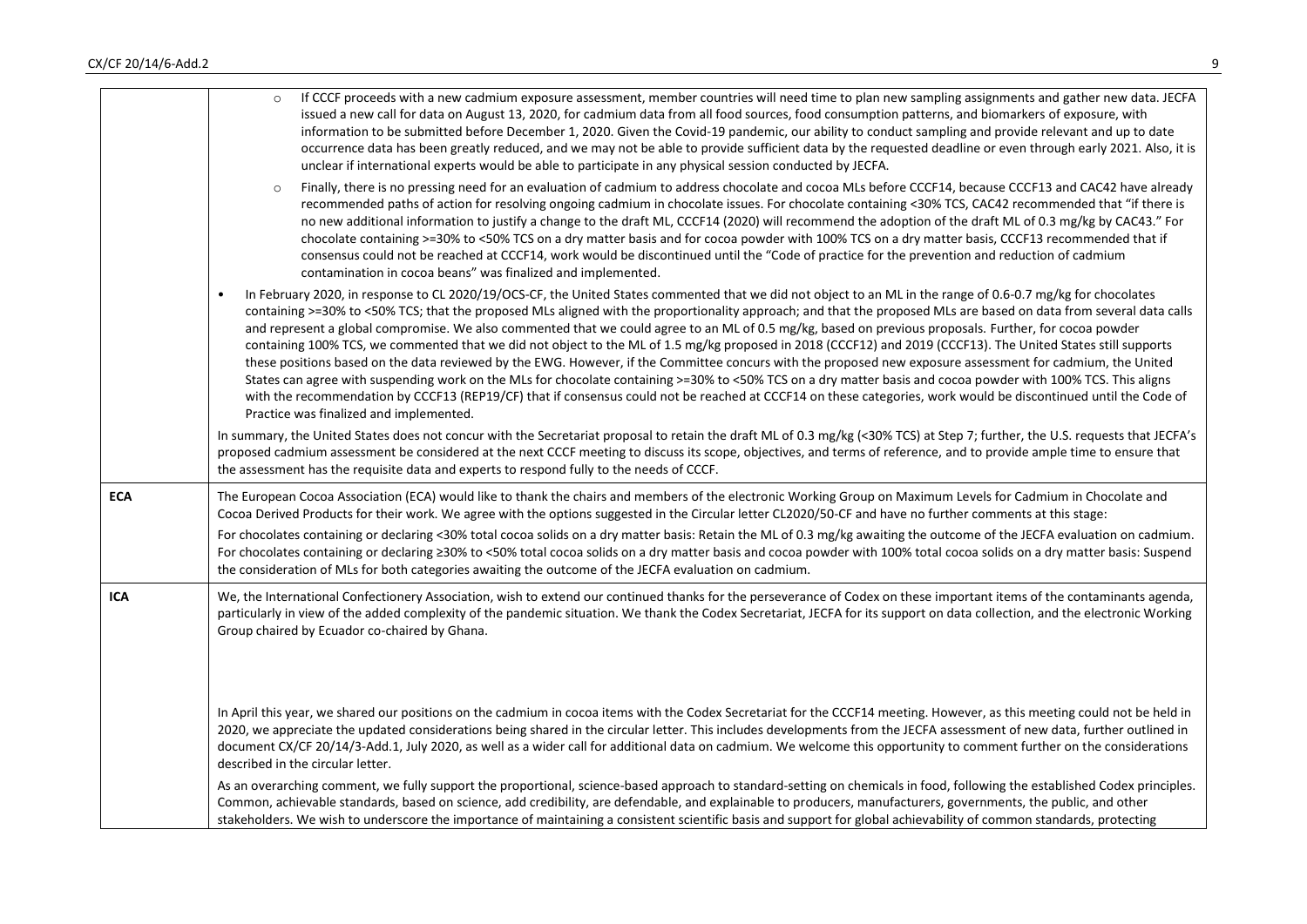| | |
|---|---|
| | ◦ If CCCF proceeds with a new cadmium exposure assessment, member countries will need time to plan new sampling assignments and gather new data. JECFA issued a new call for data on August 13, 2020, for cadmium data from all food sources, food consumption patterns, and biomarkers of exposure, with information to be submitted before December 1, 2020. Given the Covid-19 pandemic, our ability to conduct sampling and provide relevant and up to date occurrence data has been greatly reduced, and we may not be able to provide sufficient data by the requested deadline or even through early 2021. Also, it is unclear if international experts would be able to participate in any physical session conducted by JECFA.<br>◦ Finally, there is no pressing need for an evaluation of cadmium to address chocolate and cocoa MLs before CCCF14, because CCCF13 and CAC42 have already recommended paths of action for resolving ongoing cadmium in chocolate issues. For chocolate containing <30% TCS, CAC42 recommended that "if there is no new additional information to justify a change to the draft ML, CCCF14 (2020) will recommend the adoption of the draft ML of 0.3 mg/kg by CAC43." For chocolate containing >=30% to <50% TCS on a dry matter basis and for cocoa powder with 100% TCS on a dry matter basis, CCCF13 recommended that if consensus could not be reached at CCCF14, work would be discontinued until the "Code of practice for the prevention and reduction of cadmium contamination in cocoa beans" was finalized and implemented.<br>• In February 2020, in response to CL 2020/19/OCS-CF, the United States commented that we did not object to an ML in the range of 0.6-0.7 mg/kg for chocolates containing >=30% to <50% TCS; that the proposed MLs aligned with the proportionality approach; and that the proposed MLs are based on data from several data calls and represent a global compromise. We also commented that we could agree to an ML of 0.5 mg/kg, based on previous proposals. Further, for cocoa powder containing 100% TCS, we commented that we did not object to the ML of 1.5 mg/kg proposed in 2018 (CCCF12) and 2019 (CCCF13). The United States still supports these positions based on the data reviewed by the EWG. However, if the Committee concurs with the proposed new exposure assessment for cadmium, the United States can agree with suspending work on the MLs for chocolate containing >=30% to <50% TCS on a dry matter basis and cocoa powder with 100% TCS. This aligns with the recommendation by CCCF13 (REP19/CF) that if consensus could not be reached at CCCF14 on these categories, work would be discontinued until the Code of Practice was finalized and implemented.<br>In summary, the United States does not concur with the Secretariat proposal to retain the draft ML of 0.3 mg/kg (<30% TCS) at Step 7; further, the U.S. requests that JECFA's proposed cadmium assessment be considered at the next CCCF meeting to discuss its scope, objectives, and terms of reference, and to provide ample time to ensure that the assessment has the requisite data and experts to respond fully to the needs of CCCF. |
| **ECA** | The European Cocoa Association (ECA) would like to thank the chairs and members of the electronic Working Group on Maximum Levels for Cadmium in Chocolate and Cocoa Derived Products for their work. We agree with the options suggested in the Circular letter CL2020/50-CF and have no further comments at this stage:<br>For chocolates containing or declaring <30% total cocoa solids on a dry matter basis: Retain the ML of 0.3 mg/kg awaiting the outcome of the JECFA evaluation on cadmium. For chocolates containing or declaring ≥30% to <50% total cocoa solids on a dry matter basis and cocoa powder with 100% total cocoa solids on a dry matter basis: Suspend the consideration of MLs for both categories awaiting the outcome of the JECFA evaluation on cadmium. |
| **ICA** | We, the International Confectionery Association, wish to extend our continued thanks for the perseverance of Codex on these important items of the contaminants agenda, particularly in view of the added complexity of the pandemic situation. We thank the Codex Secretariat, JECFA for its support on data collection, and the electronic Working Group chaired by Ecuador co-chaired by Ghana.<br>In April this year, we shared our positions on the cadmium in cocoa items with the Codex Secretariat for the CCCF14 meeting. However, as this meeting could not be held in 2020, we appreciate the updated considerations being shared in the circular letter. This includes developments from the JECFA assessment of new data, further outlined in document CX/CF 20/14/3-Add.1, July 2020, as well as a wider call for additional data on cadmium. We welcome this opportunity to comment further on the considerations described in the circular letter.<br>As an overarching comment, we fully support the proportional, science-based approach to standard-setting on chemicals in food, following the established Codex principles. Common, achievable standards, based on science, add credibility, are defendable, and explainable to producers, manufacturers, governments, the public, and other stakeholders. We wish to underscore the importance of maintaining a consistent scientific basis and support for global achievability of common standards, protecting |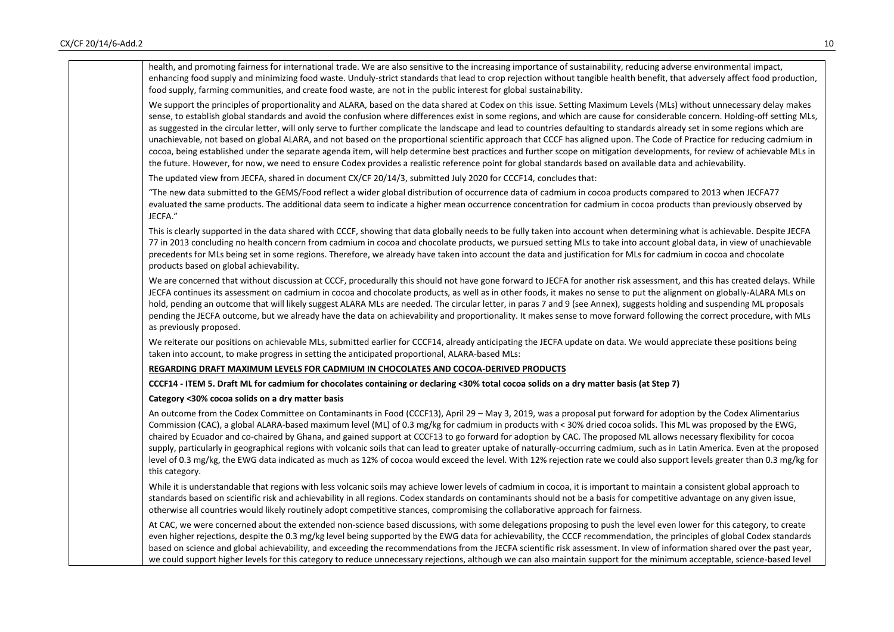health, and promoting fairness for international trade. We are also sensitive to the increasing importance of sustainability, reducing adverse environmental impact, enhancing food supply and minimizing food waste. Unduly-strict standards that lead to crop rejection without tangible health benefit, that adversely affect food production, food supply, farming communities, and create food waste, are not in the public interest for global sustainability.

We support the principles of proportionality and ALARA, based on the data shared at Codex on this issue. Setting Maximum Levels (MLs) without unnecessary delay makes sense, to establish global standards and avoid the confusion where differences exist in some regions, and which are cause for considerable concern. Holding-off setting MLs, as suggested in the circular letter, will only serve to further complicate the landscape and lead to countries defaulting to standards already set in some regions which are unachievable, not based on global ALARA, and not based on the proportional scientific approach that CCCF has aligned upon. The Code of Practice for reducing cadmium in cocoa, being established under the separate agenda item, will help determine best practices and further scope on mitigation developments, for review of achievable MLs in the future. However, for now, we need to ensure Codex provides a realistic reference point for global standards based on available data and achievability.

The updated view from JECFA, shared in document CX/CF 20/14/3, submitted July 2020 for CCCF14, concludes that:

"The new data submitted to the GEMS/Food reflect a wider global distribution of occurrence data of cadmium in cocoa products compared to 2013 when JECFA77 evaluated the same products. The additional data seem to indicate a higher mean occurrence concentration for cadmium in cocoa products than previously observed by JECFA."

This is clearly supported in the data shared with CCCF, showing that data globally needs to be fully taken into account when determining what is achievable. Despite JECFA 77 in 2013 concluding no health concern from cadmium in cocoa and chocolate products, we pursued setting MLs to take into account global data, in view of unachievable precedents for MLs being set in some regions. Therefore, we already have taken into account the data and justification for MLs for cadmium in cocoa and chocolate products based on global achievability.

We are concerned that without discussion at CCCF, procedurally this should not have gone forward to JECFA for another risk assessment, and this has created delays. While JECFA continues its assessment on cadmium in cocoa and chocolate products, as well as in other foods, it makes no sense to put the alignment on globally-ALARA MLs on hold, pending an outcome that will likely suggest ALARA MLs are needed. The circular letter, in paras 7 and 9 (see Annex), suggests holding and suspending ML proposals pending the JECFA outcome, but we already have the data on achievability and proportionality. It makes sense to move forward following the correct procedure, with MLs as previously proposed.

We reiterate our positions on achievable MLs, submitted earlier for CCCF14, already anticipating the JECFA update on data. We would appreciate these positions being taken into account, to make progress in setting the anticipated proportional, ALARA-based MLs:

**REGARDING DRAFT MAXIMUM LEVELS FOR CADMIUM IN CHOCOLATES AND COCOA-DERIVED PRODUCTS**

**CCCF14 - ITEM 5. Draft ML for cadmium for chocolates containing or declaring <30% total cocoa solids on a dry matter basis (at Step 7)**

**Category <30% cocoa solids on a dry matter basis**

An outcome from the Codex Committee on Contaminants in Food (CCCF13), April 29 – May 3, 2019, was a proposal put forward for adoption by the Codex Alimentarius Commission (CAC), a global ALARA-based maximum level (ML) of 0.3 mg/kg for cadmium in products with < 30% dried cocoa solids. This ML was proposed by the EWG, chaired by Ecuador and co-chaired by Ghana, and gained support at CCCF13 to go forward for adoption by CAC. The proposed ML allows necessary flexibility for cocoa supply, particularly in geographical regions with volcanic soils that can lead to greater uptake of naturally-occurring cadmium, such as in Latin America. Even at the proposed level of 0.3 mg/kg, the EWG data indicated as much as 12% of cocoa would exceed the level. With 12% rejection rate we could also support levels greater than 0.3 mg/kg for this category.

While it is understandable that regions with less volcanic soils may achieve lower levels of cadmium in cocoa, it is important to maintain a consistent global approach to standards based on scientific risk and achievability in all regions. Codex standards on contaminants should not be a basis for competitive advantage on any given issue, otherwise all countries would likely routinely adopt competitive stances, compromising the collaborative approach for fairness.

At CAC, we were concerned about the extended non-science based discussions, with some delegations proposing to push the level even lower for this category, to create even higher rejections, despite the 0.3 mg/kg level being supported by the EWG data for achievability, the CCCF recommendation, the principles of global Codex standards based on science and global achievability, and exceeding the recommendations from the JECFA scientific risk assessment. In view of information shared over the past year, we could support higher levels for this category to reduce unnecessary rejections, although we can also maintain support for the minimum acceptable, science-based level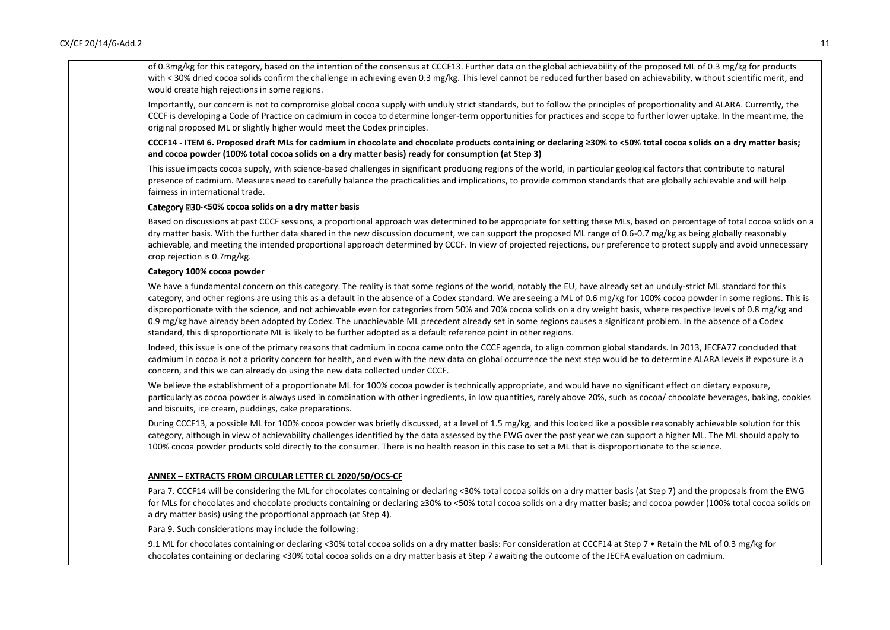of 0.3mg/kg for this category, based on the intention of the consensus at CCCF13. Further data on the global achievability of the proposed ML of 0.3 mg/kg for products with < 30% dried cocoa solids confirm the challenge in achieving even 0.3 mg/kg. This level cannot be reduced further based on achievability, without scientific merit, and would create high rejections in some regions.

Importantly, our concern is not to compromise global cocoa supply with unduly strict standards, but to follow the principles of proportionality and ALARA. Currently, the CCCF is developing a Code of Practice on cadmium in cocoa to determine longer-term opportunities for practices and scope to further lower uptake. In the meantime, the original proposed ML or slightly higher would meet the Codex principles.

**CCCF14 - ITEM 6. Proposed draft MLs for cadmium in chocolate and chocolate products containing or declaring ≥30% to <50% total cocoa solids on a dry matter basis; and cocoa powder (100% total cocoa solids on a dry matter basis) ready for consumption (at Step 3)**

This issue impacts cocoa supply, with science-based challenges in significant producing regions of the world, in particular geological factors that contribute to natural presence of cadmium. Measures need to carefully balance the practicalities and implications, to provide common standards that are globally achievable and will help fairness in international trade.

**Category ≥30-<50% cocoa solids on a dry matter basis**

Based on discussions at past CCCF sessions, a proportional approach was determined to be appropriate for setting these MLs, based on percentage of total cocoa solids on a dry matter basis. With the further data shared in the new discussion document, we can support the proposed ML range of 0.6-0.7 mg/kg as being globally reasonably achievable, and meeting the intended proportional approach determined by CCCF. In view of projected rejections, our preference to protect supply and avoid unnecessary crop rejection is 0.7mg/kg.

**Category 100% cocoa powder**

We have a fundamental concern on this category. The reality is that some regions of the world, notably the EU, have already set an unduly-strict ML standard for this category, and other regions are using this as a default in the absence of a Codex standard. We are seeing a ML of 0.6 mg/kg for 100% cocoa powder in some regions. This is disproportionate with the science, and not achievable even for categories from 50% and 70% cocoa solids on a dry weight basis, where respective levels of 0.8 mg/kg and 0.9 mg/kg have already been adopted by Codex. The unachievable ML precedent already set in some regions causes a significant problem. In the absence of a Codex standard, this disproportionate ML is likely to be further adopted as a default reference point in other regions.

Indeed, this issue is one of the primary reasons that cadmium in cocoa came onto the CCCF agenda, to align common global standards. In 2013, JECFA77 concluded that cadmium in cocoa is not a priority concern for health, and even with the new data on global occurrence the next step would be to determine ALARA levels if exposure is a concern, and this we can already do using the new data collected under CCCF.

We believe the establishment of a proportionate ML for 100% cocoa powder is technically appropriate, and would have no significant effect on dietary exposure, particularly as cocoa powder is always used in combination with other ingredients, in low quantities, rarely above 20%, such as cocoa/ chocolate beverages, baking, cookies and biscuits, ice cream, puddings, cake preparations.

During CCCF13, a possible ML for 100% cocoa powder was briefly discussed, at a level of 1.5 mg/kg, and this looked like a possible reasonably achievable solution for this category, although in view of achievability challenges identified by the data assessed by the EWG over the past year we can support a higher ML. The ML should apply to 100% cocoa powder products sold directly to the consumer. There is no health reason in this case to set a ML that is disproportionate to the science.

**ANNEX – EXTRACTS FROM CIRCULAR LETTER CL 2020/50/OCS-CF**

Para 7. CCCF14 will be considering the ML for chocolates containing or declaring <30% total cocoa solids on a dry matter basis (at Step 7) and the proposals from the EWG for MLs for chocolates and chocolate products containing or declaring ≥30% to <50% total cocoa solids on a dry matter basis; and cocoa powder (100% total cocoa solids on a dry matter basis) using the proportional approach (at Step 4).

Para 9. Such considerations may include the following:

9.1 ML for chocolates containing or declaring <30% total cocoa solids on a dry matter basis: For consideration at CCCF14 at Step 7 • Retain the ML of 0.3 mg/kg for chocolates containing or declaring <30% total cocoa solids on a dry matter basis at Step 7 awaiting the outcome of the JECFA evaluation on cadmium.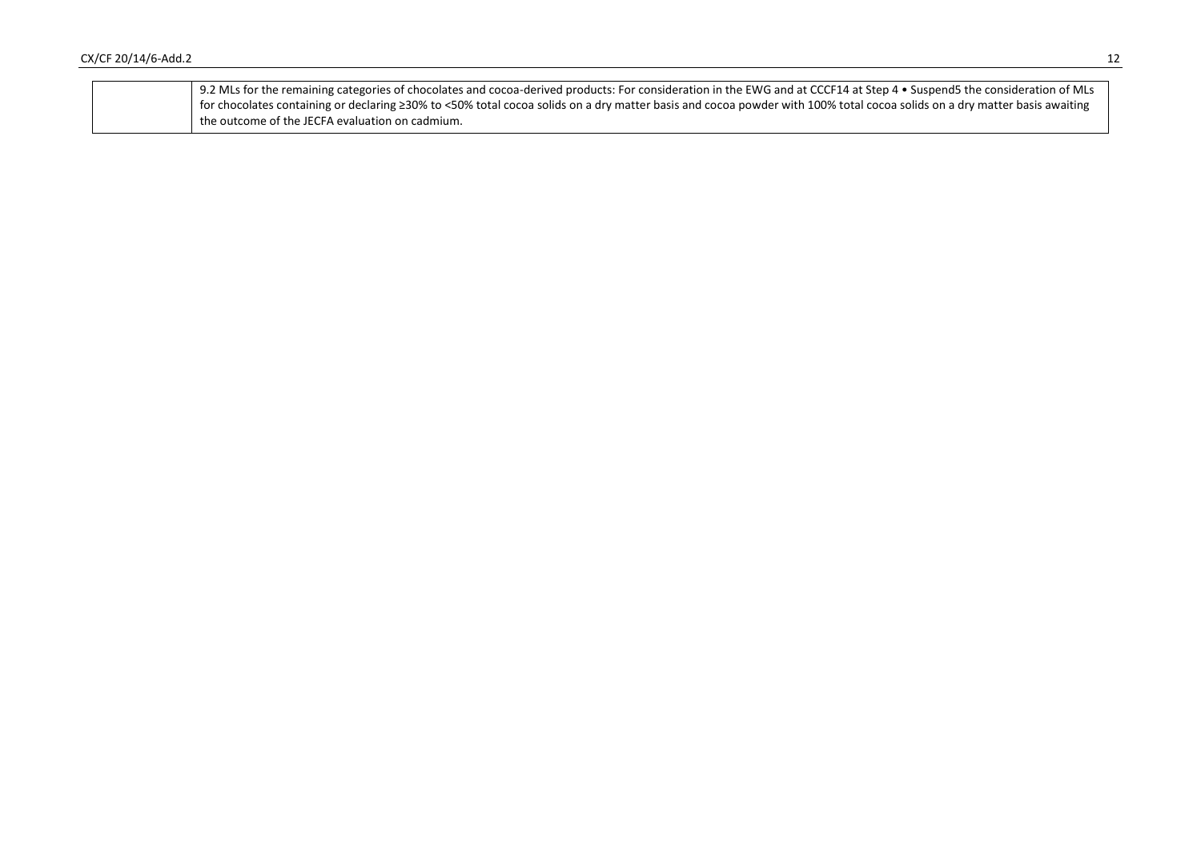| | |
|---|---|
| | 9.2 MLs for the remaining categories of chocolates and cocoa-derived products: For consideration in the EWG and at CCCF14 at Step 4 • Suspend5 the consideration of MLs for chocolates containing or declaring ≥30% to <50% total cocoa solids on a dry matter basis and cocoa powder with 100% total cocoa solids on a dry matter basis awaiting the outcome of the JECFA evaluation on cadmium. |